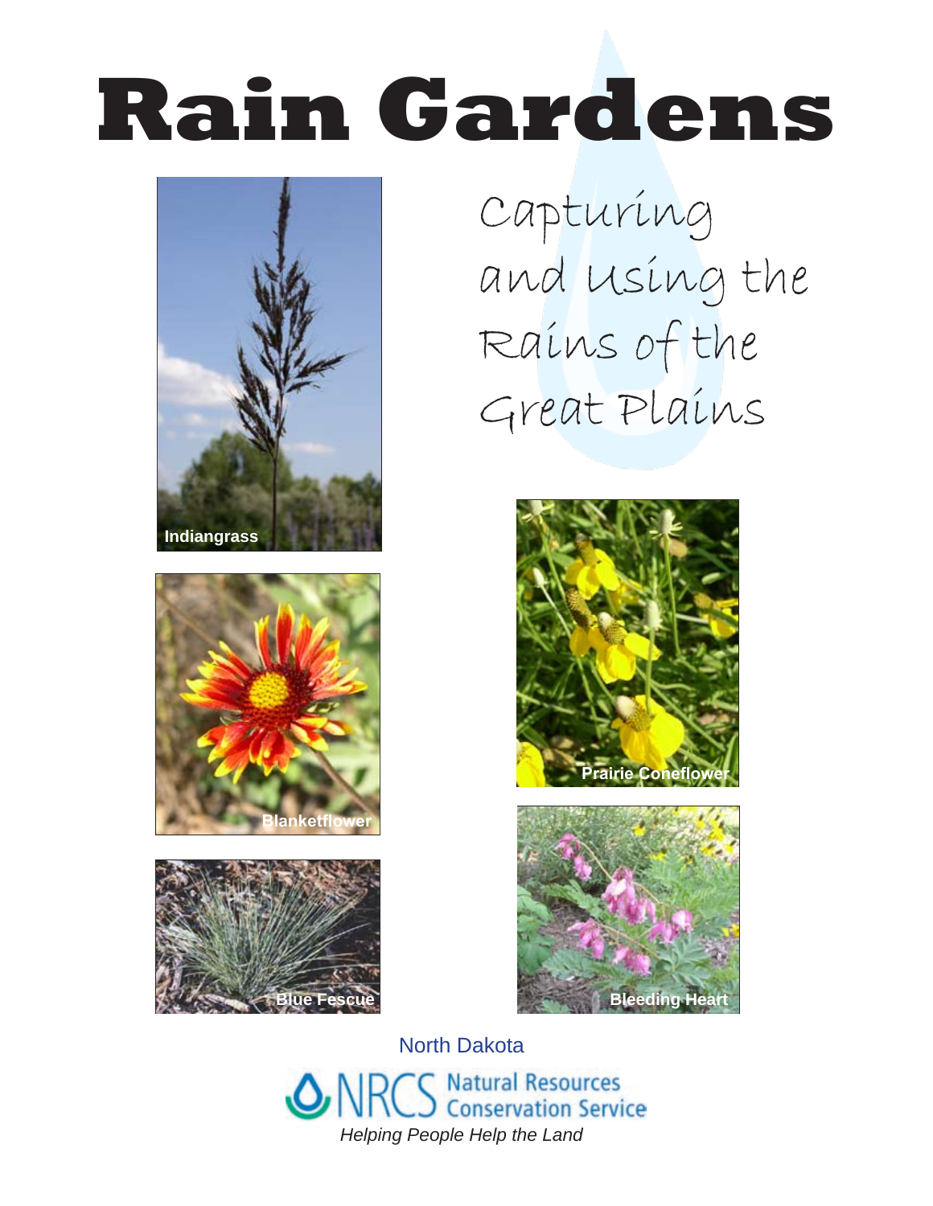# Rain Gardens

Capturing and Using the Rains of the Great Plains

Indiangrass

Blanketflower

Blue Fescue

Prairie Coneflower

Bleeding Heart

North Dakota

NRCS Natural Resources Conservation Service

*Helping People Help the Land*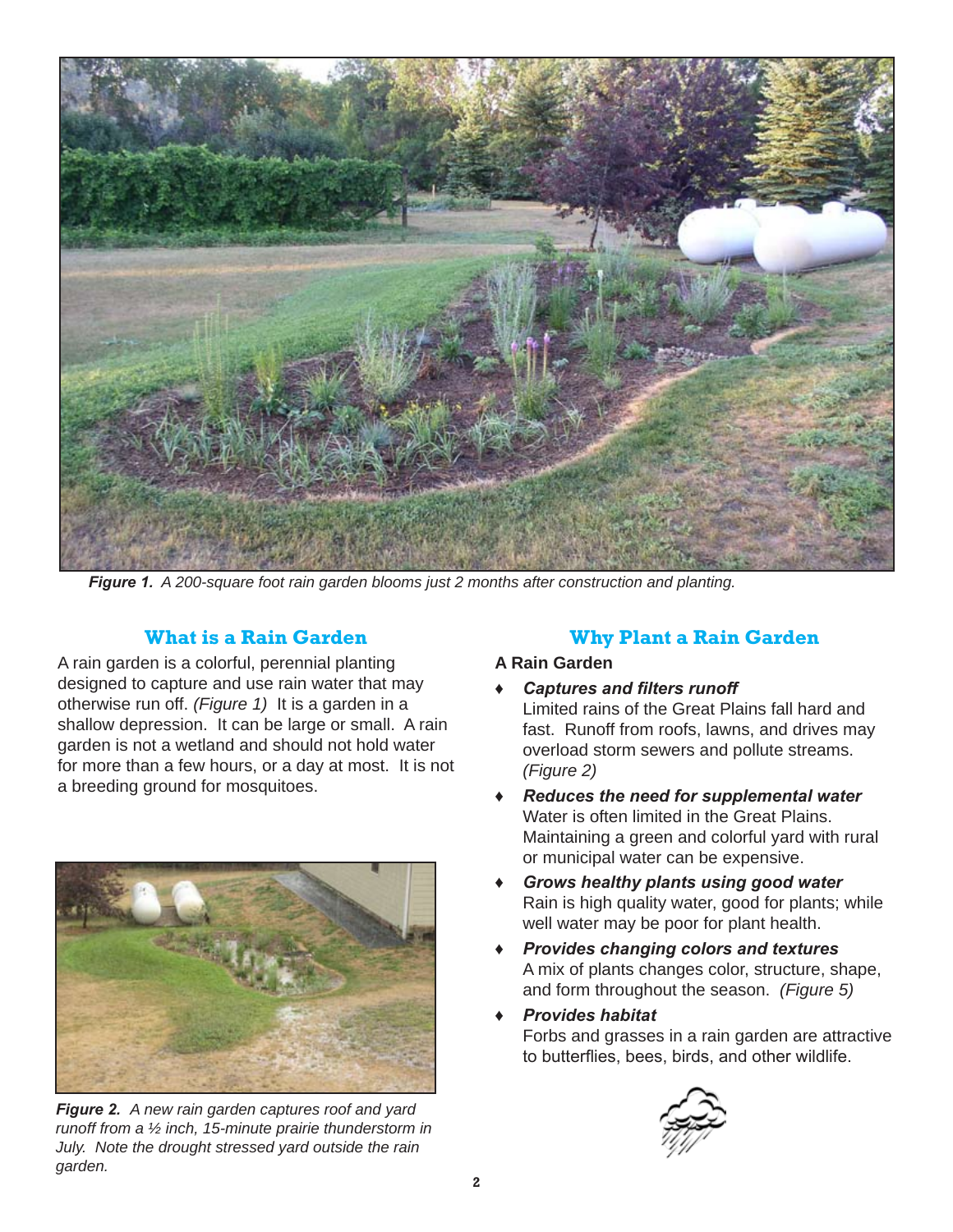*Figure 1. A 200-square foot rain garden blooms just 2 months after construction and planting.*

## What is a Rain Garden

A rain garden is a colorful, perennial planting designed to capture and use rain water that may otherwise run off. *(Figure 1)* It is a garden in a shallow depression. It can be large or small. A rain garden is not a wetland and should not hold water for more than a few hours, or a day at most. It is not a breeding ground for mosquitoes.

*Figure 2. A new rain garden captures roof and yard runoff from a ½ inch, 15-minute prairie thunderstorm in July. Note the drought stressed yard outside the rain garden.*

## Why Plant a Rain Garden

**A Rain Garden**

- ***Captures and filters runoff***
  Limited rains of the Great Plains fall hard and fast. Runoff from roofs, lawns, and drives may overload storm sewers and pollute streams. *(Figure 2)*
- ***Reduces the need for supplemental water***
  Water is often limited in the Great Plains. Maintaining a green and colorful yard with rural or municipal water can be expensive.
- ***Grows healthy plants using good water***
  Rain is high quality water, good for plants; while well water may be poor for plant health.
- ***Provides changing colors and textures***
  A mix of plants changes color, structure, shape, and form throughout the season. *(Figure 5)*
- ***Provides habitat***
  Forbs and grasses in a rain garden are attractive to butterflies, bees, birds, and other wildlife.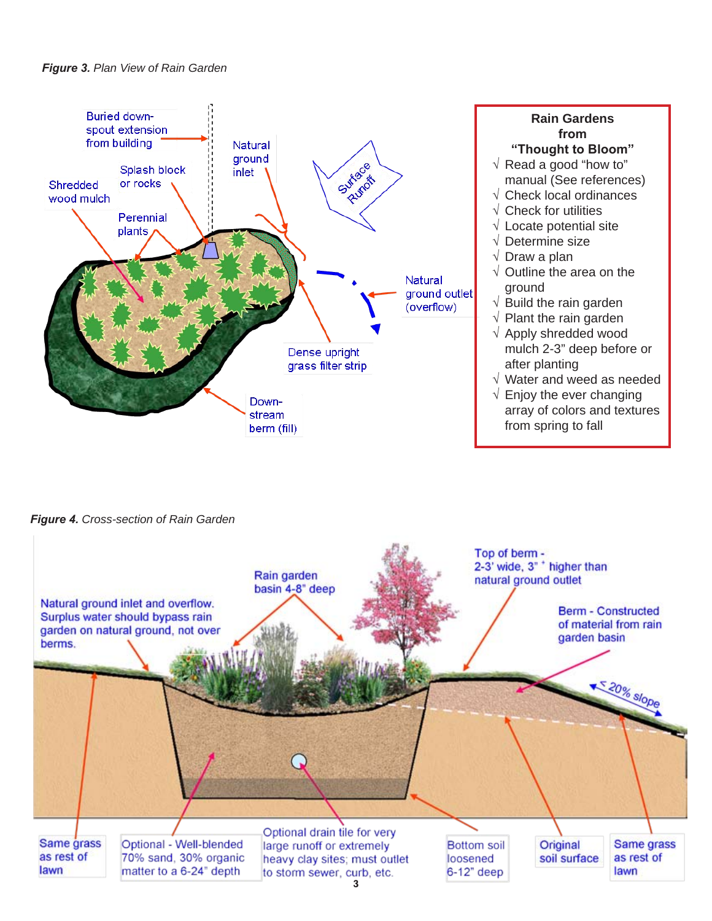***Figure 3.*** *Plan View of Rain Garden*

Buried down-spout extension from building

Splash block or rocks

Shredded wood mulch

Perennial plants

Natural ground inlet

Surface Runoff

Natural ground outlet (overflow)

Dense upright grass filter strip

Down-stream berm (fill)

**Rain Gardens from "Thought to Bloom"**

- √ Read a good "how to" manual (See references)
- √ Check local ordinances
- √ Check for utilities
- √ Locate potential site
- √ Determine size
- √ Draw a plan
- √ Outline the area on the ground
- √ Build the rain garden
- √ Plant the rain garden
- √ Apply shredded wood mulch 2-3" deep before or after planting
- √ Water and weed as needed
- √ Enjoy the ever changing array of colors and textures from spring to fall

***Figure 4.*** *Cross-section of Rain Garden*

Natural ground inlet and overflow. Surplus water should bypass rain garden on natural ground, not over berms.

Rain garden basin 4-8" deep

Top of berm - 2-3' wide, 3" + higher than natural ground outlet

Berm - Constructed of material from rain garden basin

< 20% slope

Same grass as rest of lawn

Optional - Well-blended 70% sand, 30% organic matter to a 6-24" depth

Optional drain tile for very large runoff or extremely heavy clay sites; must outlet to storm sewer, curb, etc.

Bottom soil loosened 6-12" deep

Original soil surface

Same grass as rest of lawn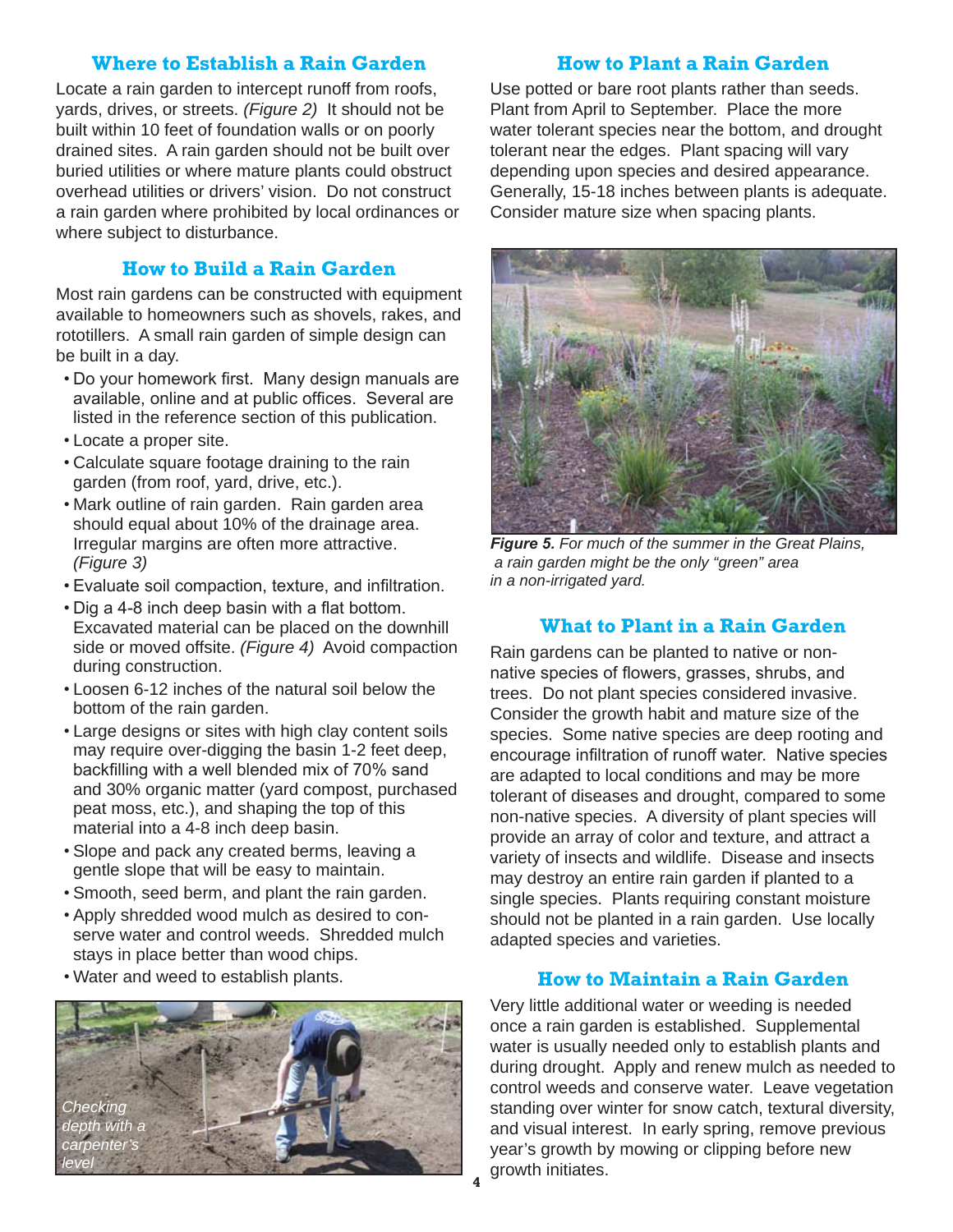## Where to Establish a Rain Garden

Locate a rain garden to intercept runoff from roofs, yards, drives, or streets. *(Figure 2)* It should not be built within 10 feet of foundation walls or on poorly drained sites. A rain garden should not be built over buried utilities or where mature plants could obstruct overhead utilities or drivers' vision. Do not construct a rain garden where prohibited by local ordinances or where subject to disturbance.

## How to Build a Rain Garden

Most rain gardens can be constructed with equipment available to homeowners such as shovels, rakes, and rototillers. A small rain garden of simple design can be built in a day.

- Do your homework first. Many design manuals are available, online and at public offices. Several are listed in the reference section of this publication.
- Locate a proper site.
- Calculate square footage draining to the rain garden (from roof, yard, drive, etc.).
- Mark outline of rain garden. Rain garden area should equal about 10% of the drainage area. Irregular margins are often more attractive. *(Figure 3)*
- Evaluate soil compaction, texture, and infiltration.
- Dig a 4-8 inch deep basin with a flat bottom. Excavated material can be placed on the downhill side or moved offsite. *(Figure 4)* Avoid compaction during construction.
- Loosen 6-12 inches of the natural soil below the bottom of the rain garden.
- Large designs or sites with high clay content soils may require over-digging the basin 1-2 feet deep, backfilling with a well blended mix of 70% sand and 30% organic matter (yard compost, purchased peat moss, etc.), and shaping the top of this material into a 4-8 inch deep basin.
- Slope and pack any created berms, leaving a gentle slope that will be easy to maintain.
- Smooth, seed berm, and plant the rain garden.
- Apply shredded wood mulch as desired to conserve water and control weeds. Shredded mulch stays in place better than wood chips.
- Water and weed to establish plants.

*Checking depth with a carpenter's level*

## How to Plant a Rain Garden

Use potted or bare root plants rather than seeds. Plant from April to September. Place the more water tolerant species near the bottom, and drought tolerant near the edges. Plant spacing will vary depending upon species and desired appearance. Generally, 15-18 inches between plants is adequate. Consider mature size when spacing plants.

***Figure 5.*** *For much of the summer in the Great Plains, a rain garden might be the only "green" area in a non-irrigated yard.*

## What to Plant in a Rain Garden

Rain gardens can be planted to native or non-native species of flowers, grasses, shrubs, and trees. Do not plant species considered invasive. Consider the growth habit and mature size of the species. Some native species are deep rooting and encourage infiltration of runoff water. Native species are adapted to local conditions and may be more tolerant of diseases and drought, compared to some non-native species. A diversity of plant species will provide an array of color and texture, and attract a variety of insects and wildlife. Disease and insects may destroy an entire rain garden if planted to a single species. Plants requiring constant moisture should not be planted in a rain garden. Use locally adapted species and varieties.

## How to Maintain a Rain Garden

Very little additional water or weeding is needed once a rain garden is established. Supplemental water is usually needed only to establish plants and during drought. Apply and renew mulch as needed to control weeds and conserve water. Leave vegetation standing over winter for snow catch, textural diversity, and visual interest. In early spring, remove previous year's growth by mowing or clipping before new growth initiates.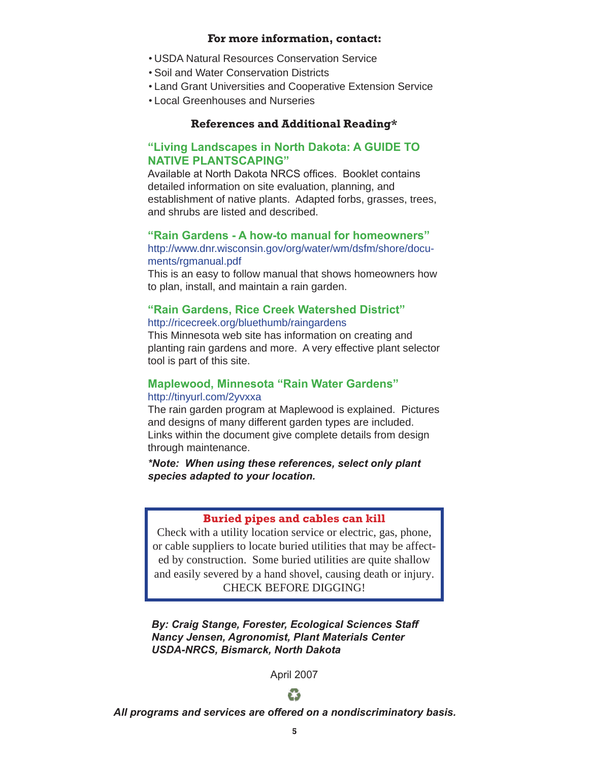**For more information, contact:**

- USDA Natural Resources Conservation Service
- Soil and Water Conservation Districts
- Land Grant Universities and Cooperative Extension Service
- Local Greenhouses and Nurseries

## References and Additional Reading*

### "Living Landscapes in North Dakota: A GUIDE TO NATIVE PLANTSCAPING"

Available at North Dakota NRCS offices. Booklet contains detailed information on site evaluation, planning, and establishment of native plants. Adapted forbs, grasses, trees, and shrubs are listed and described.

### "Rain Gardens - A how-to manual for homeowners"

http://www.dnr.wisconsin.gov/org/water/wm/dsfm/shore/documents/rgmanual.pdf

This is an easy to follow manual that shows homeowners how to plan, install, and maintain a rain garden.

### "Rain Gardens, Rice Creek Watershed District"

http://ricecreek.org/bluethumb/raingardens

This Minnesota web site has information on creating and planting rain gardens and more. A very effective plant selector tool is part of this site.

### Maplewood, Minnesota "Rain Water Gardens"

http://tinyurl.com/2yvxxa

The rain garden program at Maplewood is explained. Pictures and designs of many different garden types are included. Links within the document give complete details from design through maintenance.

***Note: When using these references, select only plant species adapted to your location.***

**Buried pipes and cables can kill**

Check with a utility location service or electric, gas, phone, or cable suppliers to locate buried utilities that may be affected by construction. Some buried utilities are quite shallow and easily severed by a hand shovel, causing death or injury. CHECK BEFORE DIGGING!

***By: Craig Stange, Forester, Ecological Sciences Staff***
***Nancy Jensen, Agronomist, Plant Materials Center***
***USDA-NRCS, Bismarck, North Dakota***

April 2007

***All programs and services are offered on a nondiscriminatory basis.***